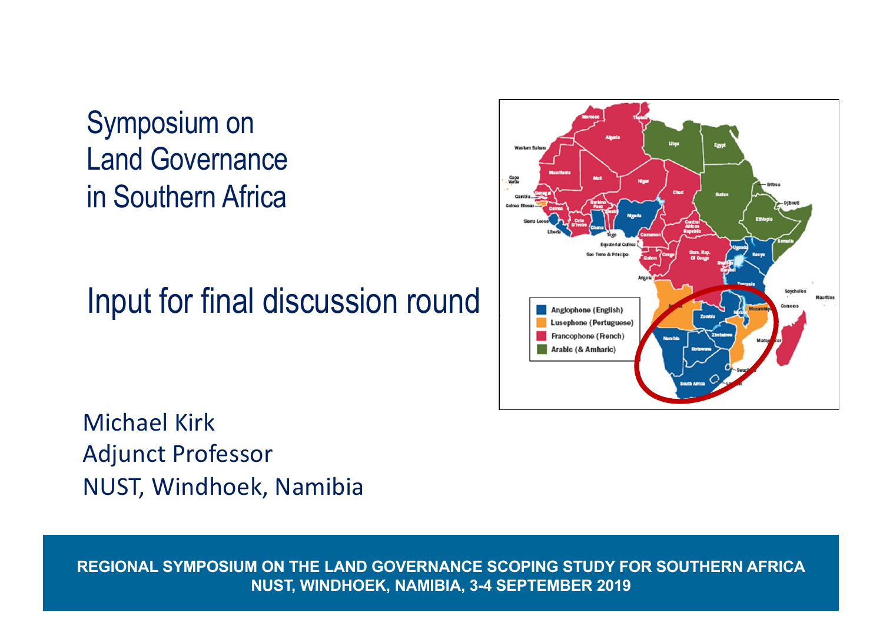# Symposium on Land Governance in Southern Africa

## Input for final discussion round

Michael Kirk
Adjunct Professor
NUST, Windhoek, Namibia

**REGIONAL SYMPOSIUM ON THE LAND GOVERNANCE SCOPING STUDY FOR SOUTHERN AFRICA**
**NUST, WINDHOEK, NAMIBIA, 3-4 SEPTEMBER 2019**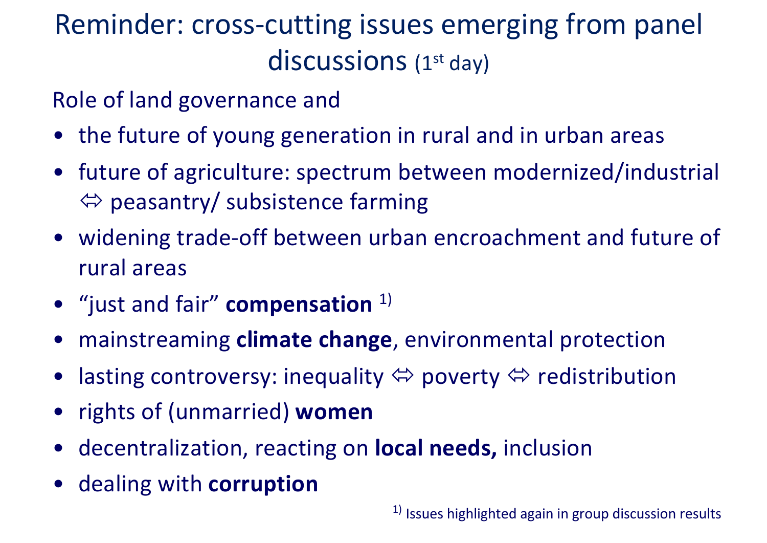# Reminder: cross-cutting issues emerging from panel discussions (1st day)

Role of land governance and

- the future of young generation in rural and in urban areas
- future of agriculture: spectrum between modernized/industrial ⇔ peasantry/ subsistence farming
- widening trade-off between urban encroachment and future of rural areas
- “just and fair” **compensation** [1)]
- mainstreaming **climate change**, environmental protection
- lasting controversy: inequality ⇔ poverty ⇔ redistribution
- rights of (unmarried) **women**
- decentralization, reacting on **local needs,** inclusion
- dealing with **corruption**

[1)] Issues highlighted again in group discussion results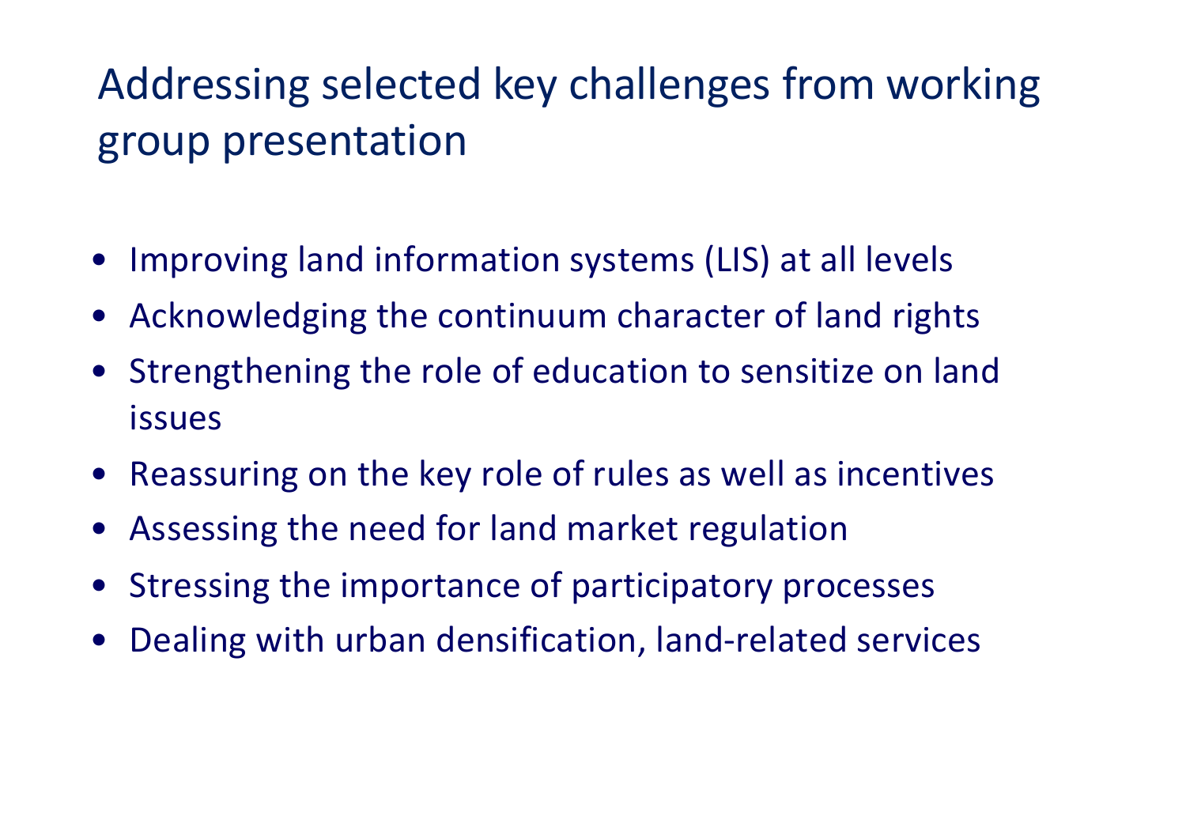# Addressing selected key challenges from working group presentation

- Improving land information systems (LIS) at all levels
- Acknowledging the continuum character of land rights
- Strengthening the role of education to sensitize on land issues
- Reassuring on the key role of rules as well as incentives
- Assessing the need for land market regulation
- Stressing the importance of participatory processes
- Dealing with urban densification, land-related services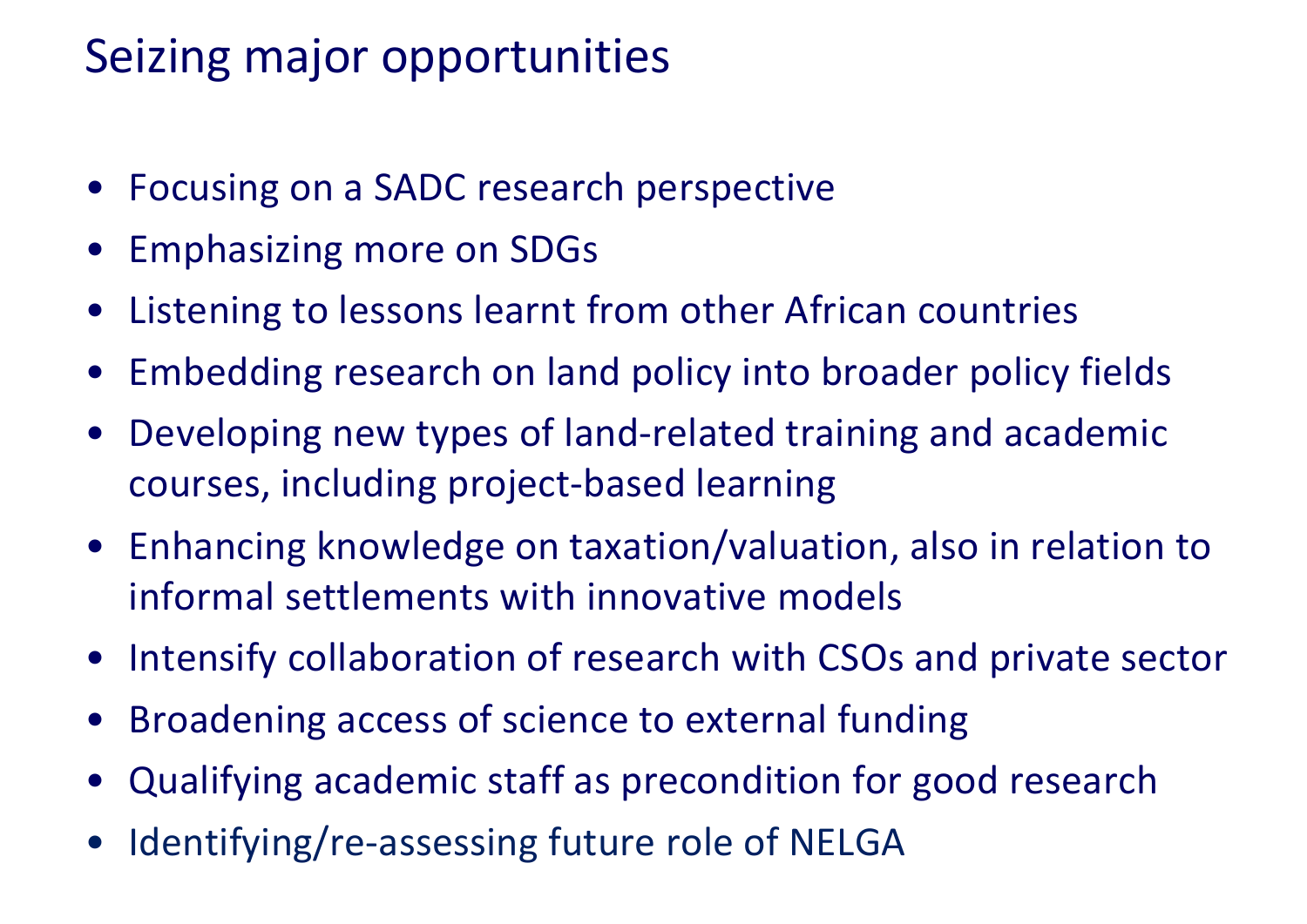# Seizing major opportunities

- Focusing on a SADC research perspective
- Emphasizing more on SDGs
- Listening to lessons learnt from other African countries
- Embedding research on land policy into broader policy fields
- Developing new types of land-related training and academic courses, including project-based learning
- Enhancing knowledge on taxation/valuation, also in relation to informal settlements with innovative models
- Intensify collaboration of research with CSOs and private sector
- Broadening access of science to external funding
- Qualifying academic staff as precondition for good research
- Identifying/re-assessing future role of NELGA